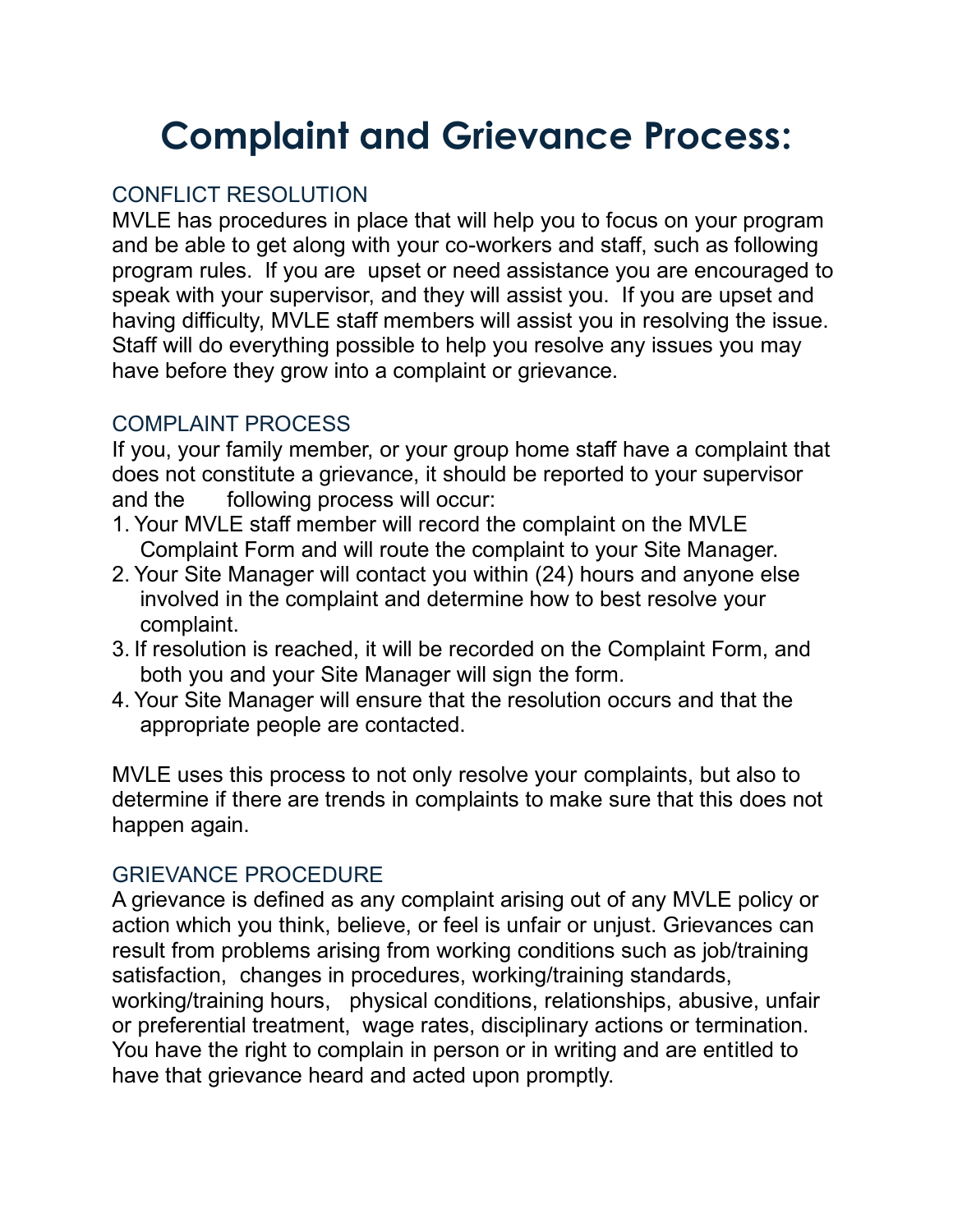# Complaint and Grievance Process:

## CONFLICT RESOLUTION

MVLE has procedures in place that will help you to focus on your program and be able to get along with your co-workers and staff, such as following program rules. If you are upset or need assistance you are encouraged to speak with your supervisor, and they will assist you. If you are upset and having difficulty, MVLE staff members will assist you in resolving the issue. Staff will do everything possible to help you resolve any issues you may have before they grow into a complaint or grievance.

## COMPLAINT PROCESS

If you, your family member, or your group home staff have a complaint that does not constitute a grievance, it should be reported to your supervisor and the following process will occur:

1. Your MVLE staff member will record the complaint on the MVLE Complaint Form and will route the complaint to your Site Manager.
2. Your Site Manager will contact you within (24) hours and anyone else involved in the complaint and determine how to best resolve your complaint.
3. If resolution is reached, it will be recorded on the Complaint Form, and both you and your Site Manager will sign the form.
4. Your Site Manager will ensure that the resolution occurs and that the appropriate people are contacted.

MVLE uses this process to not only resolve your complaints, but also to determine if there are trends in complaints to make sure that this does not happen again.

## GRIEVANCE PROCEDURE

A grievance is defined as any complaint arising out of any MVLE policy or action which you think, believe, or feel is unfair or unjust. Grievances can result from problems arising from working conditions such as job/training satisfaction, changes in procedures, working/training standards, working/training hours, physical conditions, relationships, abusive, unfair or preferential treatment, wage rates, disciplinary actions or termination. You have the right to complain in person or in writing and are entitled to have that grievance heard and acted upon promptly.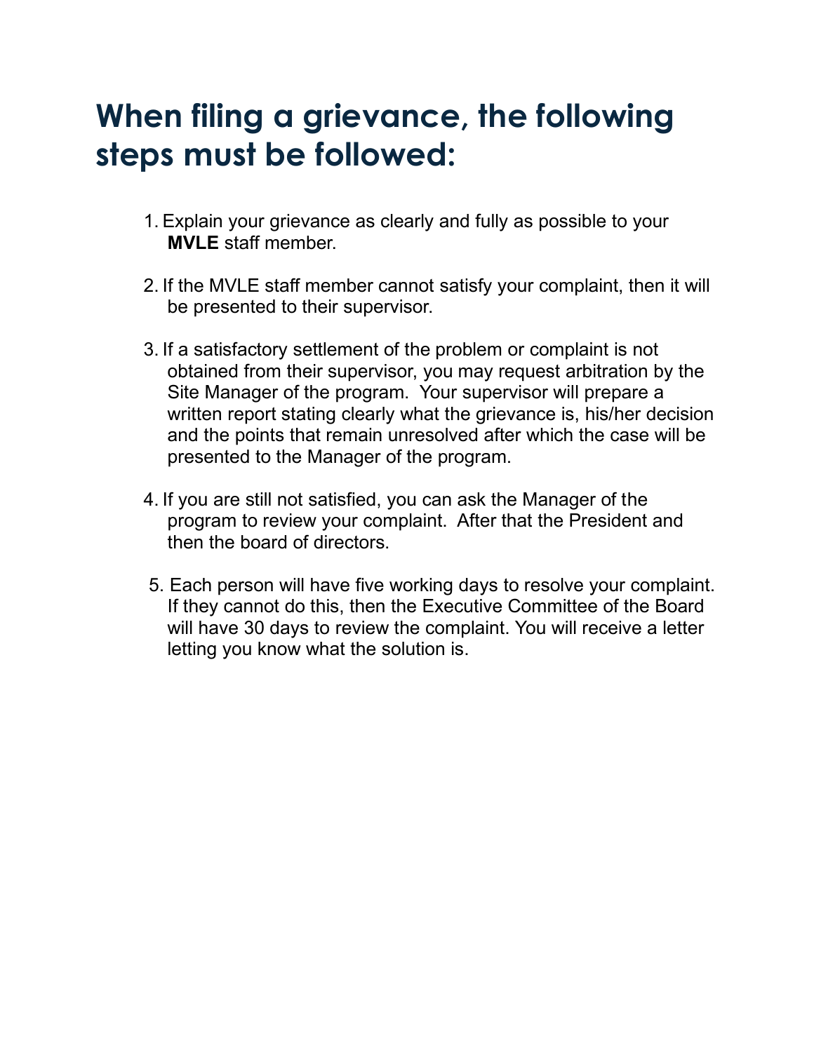# When filing a grievance, the following steps must be followed:

1. Explain your grievance as clearly and fully as possible to your **MVLE** staff member.

2. If the MVLE staff member cannot satisfy your complaint, then it will be presented to their supervisor.

3. If a satisfactory settlement of the problem or complaint is not obtained from their supervisor, you may request arbitration by the Site Manager of the program. Your supervisor will prepare a written report stating clearly what the grievance is, his/her decision and the points that remain unresolved after which the case will be presented to the Manager of the program.

4. If you are still not satisfied, you can ask the Manager of the program to review your complaint. After that the President and then the board of directors.

5. Each person will have five working days to resolve your complaint. If they cannot do this, then the Executive Committee of the Board will have 30 days to review the complaint. You will receive a letter letting you know what the solution is.